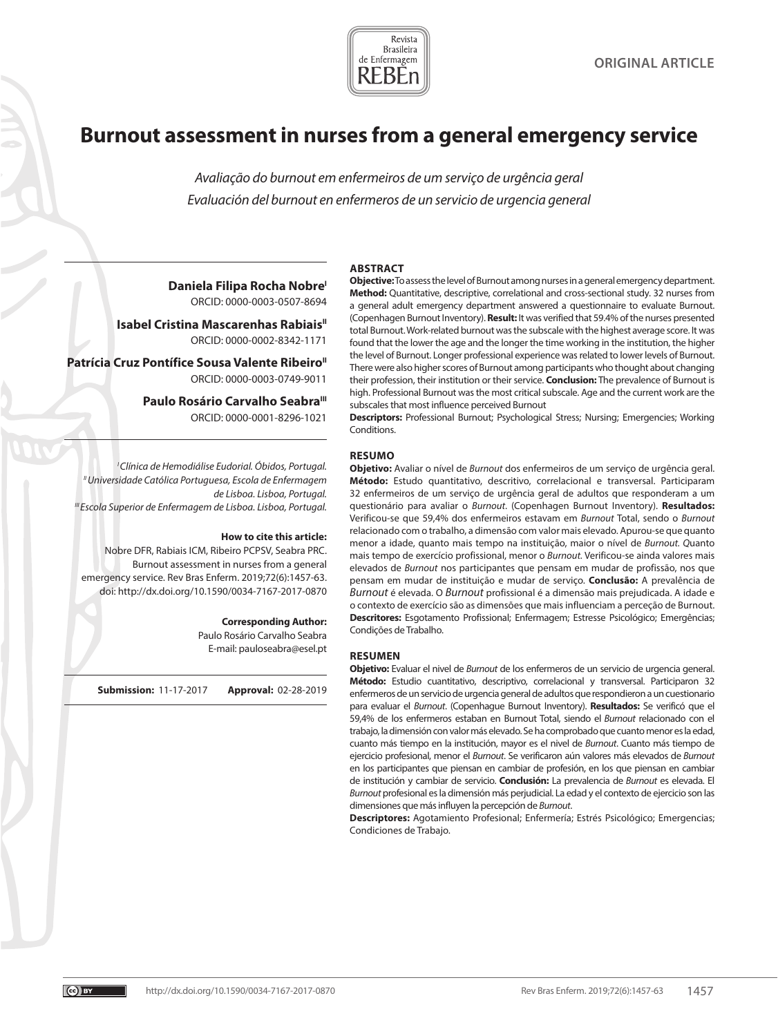ORIGINAL ARTICLE

# Burnout assessment in nurses from a general emergency service

*Avaliação do burnout em enfermeiros de um serviço de urgência geral*

*Evaluación del burnout en enfermeros de un servicio de urgencia general*

**Daniela Filipa Rocha Nobre**[I]
ORCID: 0000-0003-0507-8694

**Isabel Cristina Mascarenhas Rabiais**[II]
ORCID: 0000-0002-8342-1171

**Patrícia Cruz Pontífice Sousa Valente Ribeiro**[II]
ORCID: 0000-0003-0749-9011

**Paulo Rosário Carvalho Seabra**[III]
ORCID: 0000-0001-8296-1021

[I] *Clínica de Hemodiálise Eudorial. Óbidos, Portugal.*
[II] *Universidade Católica Portuguesa, Escola de Enfermagem de Lisboa. Lisboa, Portugal.*
[III] *Escola Superior de Enfermagem de Lisboa. Lisboa, Portugal.*

**How to cite this article:**
Nobre DFR, Rabiais ICM, Ribeiro PCPSV, Seabra PRC. Burnout assessment in nurses from a general emergency service. Rev Bras Enferm. 2019;72(6):1457-63. doi: http://dx.doi.org/10.1590/0034-7167-2017-0870

**Corresponding Author:**
Paulo Rosário Carvalho Seabra
E-mail: pauloseabra@esel.pt

**Submission:** 11-17-2017 **Approval:** 02-28-2019

## ABSTRACT

**Objective:** To assess the level of Burnout among nurses in a general emergency department. **Method:** Quantitative, descriptive, correlational and cross-sectional study. 32 nurses from a general adult emergency department answered a questionnaire to evaluate Burnout. (Copenhagen Burnout Inventory). **Result:** It was verified that 59.4% of the nurses presented total Burnout. Work-related burnout was the subscale with the highest average score. It was found that the lower the age and the longer the time working in the institution, the higher the level of Burnout. Longer professional experience was related to lower levels of Burnout. There were also higher scores of Burnout among participants who thought about changing their profession, their institution or their service. **Conclusion:** The prevalence of Burnout is high. Professional Burnout was the most critical subscale. Age and the current work are the subscales that most influence perceived Burnout

**Descriptors:** Professional Burnout; Psychological Stress; Nursing; Emergencies; Working Conditions.

## RESUMO

**Objetivo:** Avaliar o nível de *Burnout* dos enfermeiros de um serviço de urgência geral. **Método:** Estudo quantitativo, descritivo, correlacional e transversal. Participaram 32 enfermeiros de um serviço de urgência geral de adultos que responderam a um questionário para avaliar o *Burnout*. (Copenhagen Burnout Inventory). **Resultados:** Verificou-se que 59,4% dos enfermeiros estavam em *Burnout* Total, sendo o *Burnout* relacionado com o trabalho, a dimensão com valor mais elevado. Apurou-se que quanto menor a idade, quanto mais tempo na instituição, maior o nível de *Burnout*. Quanto mais tempo de exercício profissional, menor o *Burnout*. Verificou-se ainda valores mais elevados de *Burnout* nos participantes que pensam em mudar de profissão, nos que pensam em mudar de instituição e mudar de serviço. **Conclusão:** A prevalência de *Burnout* é elevada. O *Burnout* profissional é a dimensão mais prejudicada. A idade e o contexto de exercício são as dimensões que mais influenciam a perceção de Burnout.

**Descritores:** Esgotamento Profissional; Enfermagem; Estresse Psicológico; Emergências; Condições de Trabalho.

## RESUMEN

**Objetivo:** Evaluar el nivel de *Burnout* de los enfermeros de un servicio de urgencia general. **Método:** Estudio cuantitativo, descriptivo, correlacional y transversal. Participaron 32 enfermeros de un servicio de urgencia general de adultos que respondieron a un cuestionario para evaluar el *Burnout*. (Copenhague Burnout Inventory). **Resultados:** Se verificó que el 59,4% de los enfermeros estaban en Burnout Total, siendo el *Burnout* relacionado con el trabajo, la dimensión con valor más elevado. Se ha comprobado que cuanto menor es la edad, cuanto más tiempo en la institución, mayor es el nivel de *Burnout*. Cuanto más tiempo de ejercicio profesional, menor el *Burnout*. Se verificaron aún valores más elevados de *Burnout* en los participantes que piensan en cambiar de profesión, en los que piensan en cambiar de institución y cambiar de servicio. **Conclusión:** La prevalencia de *Burnout* es elevada. El *Burnout* profesional es la dimensión más perjudicial. La edad y el contexto de ejercicio son las dimensiones que más influyen la percepción de *Burnout*.

**Descriptores:** Agotamiento Profesional; Enfermería; Estrés Psicológico; Emergencias; Condiciones de Trabajo.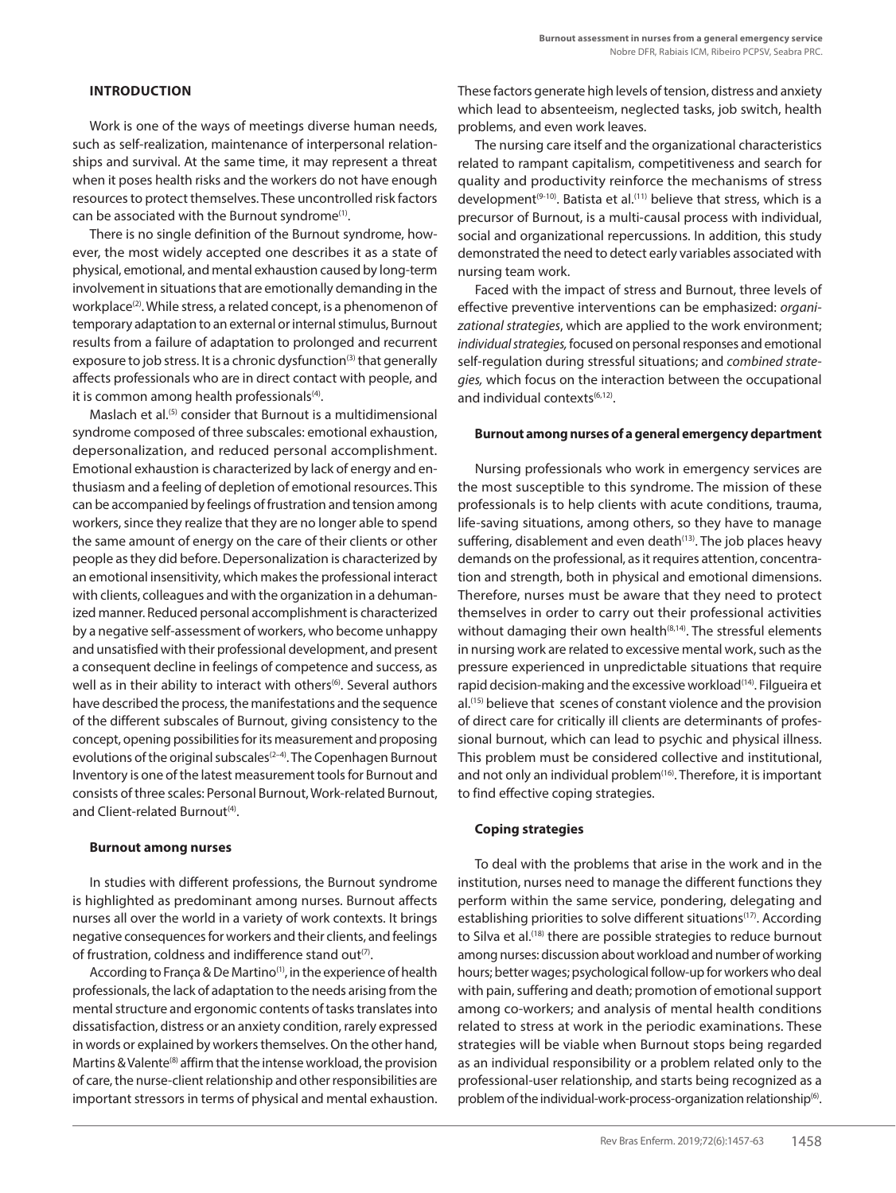## INTRODUCTION

Work is one of the ways of meetings diverse human needs, such as self-realization, maintenance of interpersonal relationships and survival. At the same time, it may represent a threat when it poses health risks and the workers do not have enough resources to protect themselves. These uncontrolled risk factors can be associated with the Burnout syndrome[1].

There is no single definition of the Burnout syndrome, however, the most widely accepted one describes it as a state of physical, emotional, and mental exhaustion caused by long-term involvement in situations that are emotionally demanding in the workplace[2]. While stress, a related concept, is a phenomenon of temporary adaptation to an external or internal stimulus, Burnout results from a failure of adaptation to prolonged and recurrent exposure to job stress. It is a chronic dysfunction[3] that generally affects professionals who are in direct contact with people, and it is common among health professionals[4].

Maslach et al.[5] consider that Burnout is a multidimensional syndrome composed of three subscales: emotional exhaustion, depersonalization, and reduced personal accomplishment. Emotional exhaustion is characterized by lack of energy and enthusiasm and a feeling of depletion of emotional resources. This can be accompanied by feelings of frustration and tension among workers, since they realize that they are no longer able to spend the same amount of energy on the care of their clients or other people as they did before. Depersonalization is characterized by an emotional insensitivity, which makes the professional interact with clients, colleagues and with the organization in a dehumanized manner. Reduced personal accomplishment is characterized by a negative self-assessment of workers, who become unhappy and unsatisfied with their professional development, and present a consequent decline in feelings of competence and success, as well as in their ability to interact with others[6]. Several authors have described the process, the manifestations and the sequence of the different subscales of Burnout, giving consistency to the concept, opening possibilities for its measurement and proposing evolutions of the original subscales[2–4]. The Copenhagen Burnout Inventory is one of the latest measurement tools for Burnout and consists of three scales: Personal Burnout, Work-related Burnout, and Client-related Burnout[4].

### Burnout among nurses

In studies with different professions, the Burnout syndrome is highlighted as predominant among nurses. Burnout affects nurses all over the world in a variety of work contexts. It brings negative consequences for workers and their clients, and feelings of frustration, coldness and indifference stand out[7].

According to França & De Martino[1], in the experience of health professionals, the lack of adaptation to the needs arising from the mental structure and ergonomic contents of tasks translates into dissatisfaction, distress or an anxiety condition, rarely expressed in words or explained by workers themselves. On the other hand, Martins & Valente[8] affirm that the intense workload, the provision of care, the nurse-client relationship and other responsibilities are important stressors in terms of physical and mental exhaustion. These factors generate high levels of tension, distress and anxiety which lead to absenteeism, neglected tasks, job switch, health problems, and even work leaves.

The nursing care itself and the organizational characteristics related to rampant capitalism, competitiveness and search for quality and productivity reinforce the mechanisms of stress development[9-10]. Batista et al.[11] believe that stress, which is a precursor of Burnout, is a multi-causal process with individual, social and organizational repercussions. In addition, this study demonstrated the need to detect early variables associated with nursing team work.

Faced with the impact of stress and Burnout, three levels of effective preventive interventions can be emphasized: *organizational strategies*, which are applied to the work environment; *individual strategies,* focused on personal responses and emotional self-regulation during stressful situations; and *combined strategies,* which focus on the interaction between the occupational and individual contexts[6,12].

### Burnout among nurses of a general emergency department

Nursing professionals who work in emergency services are the most susceptible to this syndrome. The mission of these professionals is to help clients with acute conditions, trauma, life-saving situations, among others, so they have to manage suffering, disablement and even death[13]. The job places heavy demands on the professional, as it requires attention, concentration and strength, both in physical and emotional dimensions. Therefore, nurses must be aware that they need to protect themselves in order to carry out their professional activities without damaging their own health[8,14]. The stressful elements in nursing work are related to excessive mental work, such as the pressure experienced in unpredictable situations that require rapid decision-making and the excessive workload[14]. Filgueira et al.[15] believe that scenes of constant violence and the provision of direct care for critically ill clients are determinants of professional burnout, which can lead to psychic and physical illness. This problem must be considered collective and institutional, and not only an individual problem[16]. Therefore, it is important to find effective coping strategies.

### Coping strategies

To deal with the problems that arise in the work and in the institution, nurses need to manage the different functions they perform within the same service, pondering, delegating and establishing priorities to solve different situations[17]. According to Silva et al.[18] there are possible strategies to reduce burnout among nurses: discussion about workload and number of working hours; better wages; psychological follow-up for workers who deal with pain, suffering and death; promotion of emotional support among co-workers; and analysis of mental health conditions related to stress at work in the periodic examinations. These strategies will be viable when Burnout stops being regarded as an individual responsibility or a problem related only to the professional-user relationship, and starts being recognized as a problem of the individual-work-process-organization relationship[6].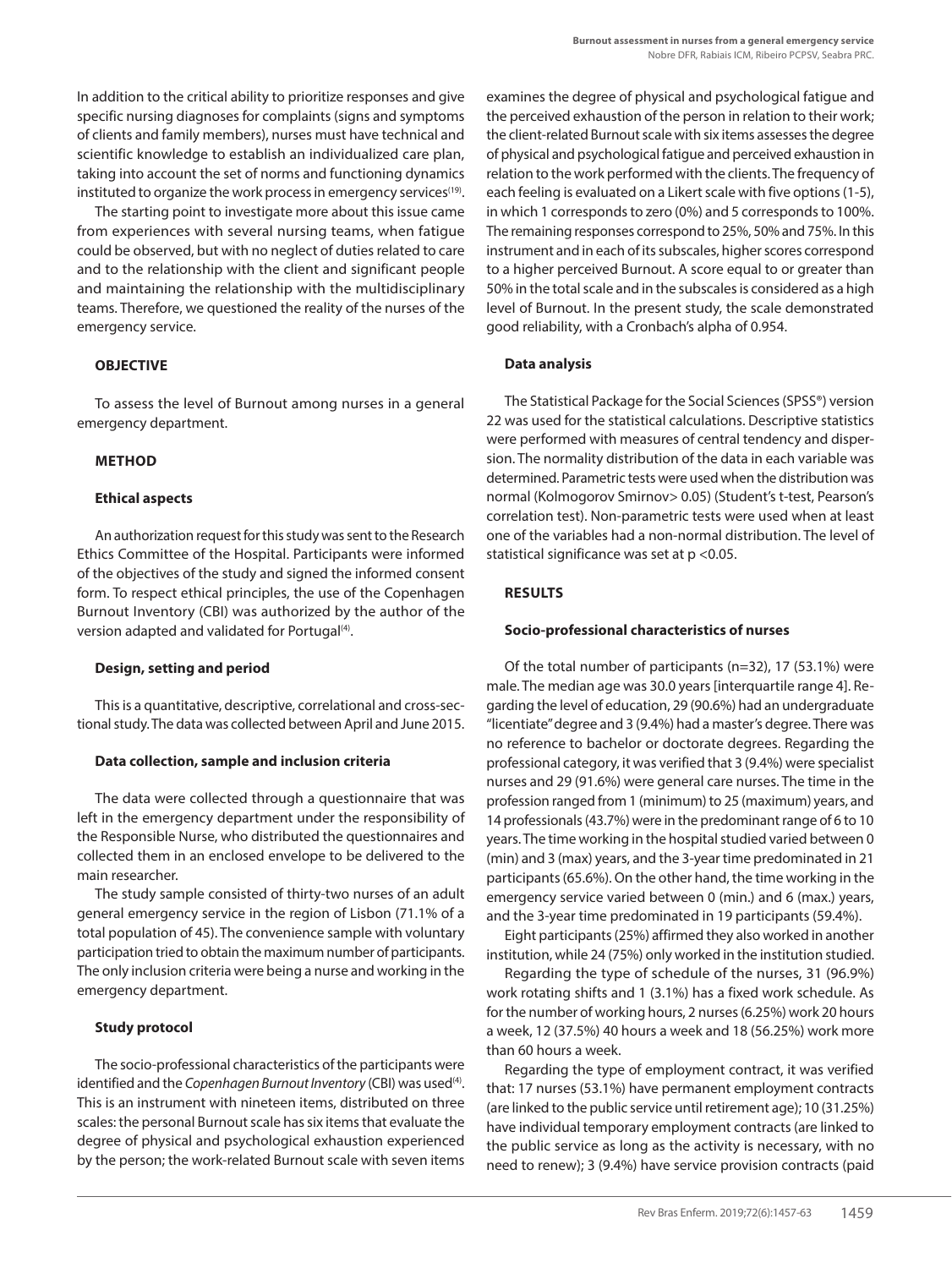In addition to the critical ability to prioritize responses and give specific nursing diagnoses for complaints (signs and symptoms of clients and family members), nurses must have technical and scientific knowledge to establish an individualized care plan, taking into account the set of norms and functioning dynamics instituted to organize the work process in emergency services[19].

The starting point to investigate more about this issue came from experiences with several nursing teams, when fatigue could be observed, but with no neglect of duties related to care and to the relationship with the client and significant people and maintaining the relationship with the multidisciplinary teams. Therefore, we questioned the reality of the nurses of the emergency service.

## OBJECTIVE

To assess the level of Burnout among nurses in a general emergency department.

## METHOD

### Ethical aspects

An authorization request for this study was sent to the Research Ethics Committee of the Hospital. Participants were informed of the objectives of the study and signed the informed consent form. To respect ethical principles, the use of the Copenhagen Burnout Inventory (CBI) was authorized by the author of the version adapted and validated for Portugal[4].

### Design, setting and period

This is a quantitative, descriptive, correlational and cross-sectional study. The data was collected between April and June 2015.

### Data collection, sample and inclusion criteria

The data were collected through a questionnaire that was left in the emergency department under the responsibility of the Responsible Nurse, who distributed the questionnaires and collected them in an enclosed envelope to be delivered to the main researcher.

The study sample consisted of thirty-two nurses of an adult general emergency service in the region of Lisbon (71.1% of a total population of 45). The convenience sample with voluntary participation tried to obtain the maximum number of participants. The only inclusion criteria were being a nurse and working in the emergency department.

### Study protocol

The socio-professional characteristics of the participants were identified and the *Copenhagen Burnout Inventory* (CBI) was used[4]. This is an instrument with nineteen items, distributed on three scales: the personal Burnout scale has six items that evaluate the degree of physical and psychological exhaustion experienced by the person; the work-related Burnout scale with seven items examines the degree of physical and psychological fatigue and the perceived exhaustion of the person in relation to their work; the client-related Burnout scale with six items assesses the degree of physical and psychological fatigue and perceived exhaustion in relation to the work performed with the clients. The frequency of each feeling is evaluated on a Likert scale with five options (1-5), in which 1 corresponds to zero (0%) and 5 corresponds to 100%. The remaining responses correspond to 25%, 50% and 75%. In this instrument and in each of its subscales, higher scores correspond to a higher perceived Burnout. A score equal to or greater than 50% in the total scale and in the subscales is considered as a high level of Burnout. In the present study, the scale demonstrated good reliability, with a Cronbach's alpha of 0.954.

### Data analysis

The Statistical Package for the Social Sciences (SPSS®) version 22 was used for the statistical calculations. Descriptive statistics were performed with measures of central tendency and dispersion. The normality distribution of the data in each variable was determined. Parametric tests were used when the distribution was normal (Kolmogorov Smirnov> 0.05) (Student's t-test, Pearson's correlation test). Non-parametric tests were used when at least one of the variables had a non-normal distribution. The level of statistical significance was set at $p < 0.05$.

## RESULTS

### Socio-professional characteristics of nurses

Of the total number of participants (n=32), 17 (53.1%) were male. The median age was 30.0 years [interquartile range 4]. Regarding the level of education, 29 (90.6%) had an undergraduate "licentiate" degree and 3 (9.4%) had a master's degree. There was no reference to bachelor or doctorate degrees. Regarding the professional category, it was verified that 3 (9.4%) were specialist nurses and 29 (91.6%) were general care nurses. The time in the profession ranged from 1 (minimum) to 25 (maximum) years, and 14 professionals (43.7%) were in the predominant range of 6 to 10 years. The time working in the hospital studied varied between 0 (min) and 3 (max) years, and the 3-year time predominated in 21 participants (65.6%). On the other hand, the time working in the emergency service varied between 0 (min.) and 6 (max.) years, and the 3-year time predominated in 19 participants (59.4%).

Eight participants (25%) affirmed they also worked in another institution, while 24 (75%) only worked in the institution studied.

Regarding the type of schedule of the nurses, 31 (96.9%) work rotating shifts and 1 (3.1%) has a fixed work schedule. As for the number of working hours, 2 nurses (6.25%) work 20 hours a week, 12 (37.5%) 40 hours a week and 18 (56.25%) work more than 60 hours a week.

Regarding the type of employment contract, it was verified that: 17 nurses (53.1%) have permanent employment contracts (are linked to the public service until retirement age); 10 (31.25%) have individual temporary employment contracts (are linked to the public service as long as the activity is necessary, with no need to renew); 3 (9.4%) have service provision contracts (paid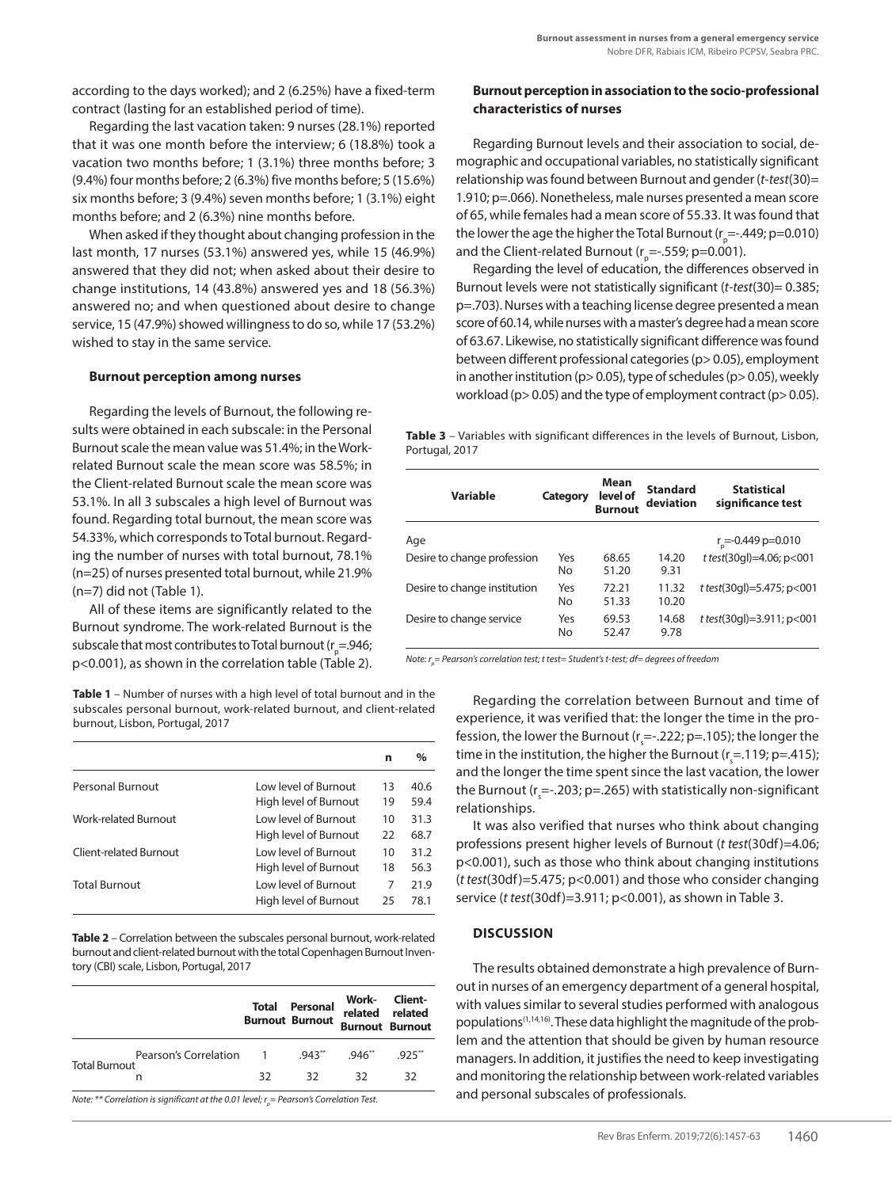according to the days worked); and 2 (6.25%) have a fixed-term contract (lasting for an established period of time).

Regarding the last vacation taken: 9 nurses (28.1%) reported that it was one month before the interview; 6 (18.8%) took a vacation two months before; 1 (3.1%) three months before; 3 (9.4%) four months before; 2 (6.3%) five months before; 5 (15.6%) six months before; 3 (9.4%) seven months before; 1 (3.1%) eight months before; and 2 (6.3%) nine months before.

When asked if they thought about changing profession in the last month, 17 nurses (53.1%) answered yes, while 15 (46.9%) answered that they did not; when asked about their desire to change institutions, 14 (43.8%) answered yes and 18 (56.3%) answered no; and when questioned about desire to change service, 15 (47.9%) showed willingness to do so, while 17 (53.2%) wished to stay in the same service.

### Burnout perception among nurses

Regarding the levels of Burnout, the following results were obtained in each subscale: in the Personal Burnout scale the mean value was 51.4%; in the Work-related Burnout scale the mean score was 58.5%; in the Client-related Burnout scale the mean score was 53.1%. In all 3 subscales a high level of Burnout was found. Regarding total burnout, the mean score was 54.33%, which corresponds to Total burnout. Regarding the number of nurses with total burnout, 78.1% (n=25) of nurses presented total burnout, while 21.9% (n=7) did not (Table 1).

All of these items are significantly related to the Burnout syndrome. The work-related Burnout is the subscale that most contributes to Total burnout ($r_p$=.946; p<0.001), as shown in the correlation table (Table 2).

**Table 1** – Number of nurses with a high level of total burnout and in the subscales personal burnout, work-related burnout, and client-related burnout, Lisbon, Portugal, 2017

| | | n | % |
|---|---|---|---|
| Personal Burnout | Low level of Burnout | 13 | 40.6 |
| | High level of Burnout | 19 | 59.4 |
| Work-related Burnout | Low level of Burnout | 10 | 31.3 |
| | High level of Burnout | 22 | 68.7 |
| Client-related Burnout | Low level of Burnout | 10 | 31.2 |
| | High level of Burnout | 18 | 56.3 |
| Total Burnout | Low level of Burnout | 7 | 21.9 |
| | High level of Burnout | 25 | 78.1 |

**Table 2** – Correlation between the subscales personal burnout, work-related burnout and client-related burnout with the total Copenhagen Burnout Inventory (CBI) scale, Lisbon, Portugal, 2017

| | | Total Burnout | Personal Burnout | Work-related Burnout | Client-related Burnout |
|---|---|---|---|---|---|
| Total Burnout | Pearson's Correlation | 1 | .943** | .946** | .925** |
| | n | 32 | 32 | 32 | 32 |

*Note: ** Correlation is significant at the 0.01 level; $r_p$= Pearson's Correlation Test.*

### Burnout perception in association to the socio-professional characteristics of nurses

Regarding Burnout levels and their association to social, demographic and occupational variables, no statistically significant relationship was found between Burnout and gender (*t-test*(30)= 1.910; p=.066). Nonetheless, male nurses presented a mean score of 65, while females had a mean score of 55.33. It was found that the lower the age the higher the Total Burnout ($r_p$=-.449; p=0.010) and the Client-related Burnout ($r_p$=-.559; p=0.001).

Regarding the level of education, the differences observed in Burnout levels were not statistically significant (*t-test*(30)= 0.385; p=.703). Nurses with a teaching license degree presented a mean score of 60.14, while nurses with a master's degree had a mean score of 63.67. Likewise, no statistically significant difference was found between different professional categories (p> 0.05), employment in another institution (p> 0.05), type of schedules (p> 0.05), weekly workload (p> 0.05) and the type of employment contract (p> 0.05).

**Table 3** – Variables with significant differences in the levels of Burnout, Lisbon, Portugal, 2017

| Variable | Category | Mean level of Burnout | Standard deviation | Statistical significance test |
|---|---|---|---|---|
| Age | | | | $r_p$=-0.449 p=0.010 |
| Desire to change profession | Yes | 68.65 | 14.20 | *t test*(30gl)=4.06; p<001 |
| | No | 51.20 | 9.31 | |
| Desire to change institution | Yes | 72.21 | 11.32 | *t test*(30gl)=5.475; p<001 |
| | No | 51.33 | 10.20 | |
| Desire to change service | Yes | 69.53 | 14.68 | *t test*(30gl)=3.911; p<001 |
| | No | 52.47 | 9.78 | |

*Note: $r_p$= Pearson's correlation test; t test= Student's t-test; df= degrees of freedom*

Regarding the correlation between Burnout and time of experience, it was verified that: the longer the time in the profession, the lower the Burnout ($r_s$=-.222; p=.105); the longer the time in the institution, the higher the Burnout ($r_s$=.119; p=.415); and the longer the time spent since the last vacation, the lower the Burnout ($r_s$=-.203; p=.265) with statistically non-significant relationships.

It was also verified that nurses who think about changing professions present higher levels of Burnout (*t test*(30df)=4.06; p<0.001), such as those who think about changing institutions (*t test*(30df)=5.475; p<0.001) and those who consider changing service (*t test*(30df)=3.911; p<0.001), as shown in Table 3.

## DISCUSSION

The results obtained demonstrate a high prevalence of Burnout in nurses of an emergency department of a general hospital, with values similar to several studies performed with analogous populations[1,14,16]. These data highlight the magnitude of the problem and the attention that should be given by human resource managers. In addition, it justifies the need to keep investigating and monitoring the relationship between work-related variables and personal subscales of professionals.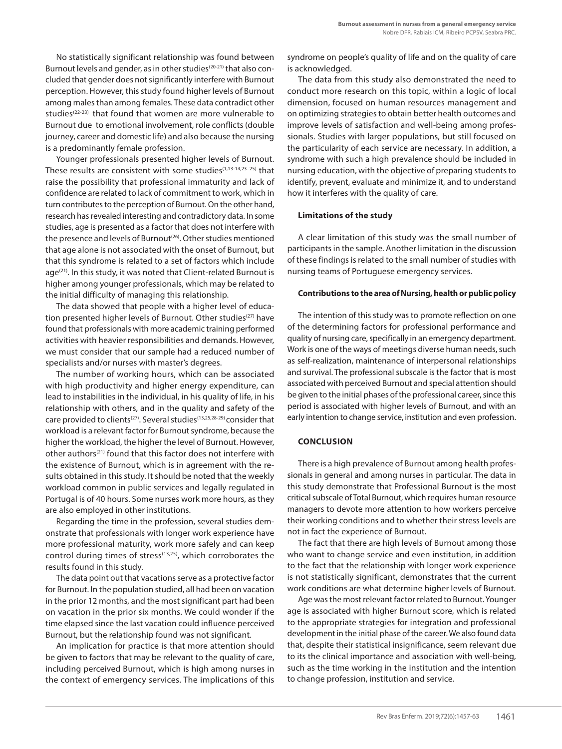No statistically significant relationship was found between Burnout levels and gender, as in other studies[20-21] that also concluded that gender does not significantly interfere with Burnout perception. However, this study found higher levels of Burnout among males than among females. These data contradict other studies[22-23] that found that women are more vulnerable to Burnout due to emotional involvement, role conflicts (double journey, career and domestic life) and also because the nursing is a predominantly female profession.

Younger professionals presented higher levels of Burnout. These results are consistent with some studies[1,13-14,23-25] that raise the possibility that professional immaturity and lack of confidence are related to lack of commitment to work, which in turn contributes to the perception of Burnout. On the other hand, research has revealed interesting and contradictory data. In some studies, age is presented as a factor that does not interfere with the presence and levels of Burnout[26]. Other studies mentioned that age alone is not associated with the onset of Burnout, but that this syndrome is related to a set of factors which include age[21]. In this study, it was noted that Client-related Burnout is higher among younger professionals, which may be related to the initial difficulty of managing this relationship.

The data showed that people with a higher level of education presented higher levels of Burnout. Other studies[27] have found that professionals with more academic training performed activities with heavier responsibilities and demands. However, we must consider that our sample had a reduced number of specialists and/or nurses with master's degrees.

The number of working hours, which can be associated with high productivity and higher energy expenditure, can lead to instabilities in the individual, in his quality of life, in his relationship with others, and in the quality and safety of the care provided to clients[27]. Several studies[13,25,28-29] consider that workload is a relevant factor for Burnout syndrome, because the higher the workload, the higher the level of Burnout. However, other authors[21] found that this factor does not interfere with the existence of Burnout, which is in agreement with the results obtained in this study. It should be noted that the weekly workload common in public services and legally regulated in Portugal is of 40 hours. Some nurses work more hours, as they are also employed in other institutions.

Regarding the time in the profession, several studies demonstrate that professionals with longer work experience have more professional maturity, work more safely and can keep control during times of stress[13,25], which corroborates the results found in this study.

The data point out that vacations serve as a protective factor for Burnout. In the population studied, all had been on vacation in the prior 12 months, and the most significant part had been on vacation in the prior six months. We could wonder if the time elapsed since the last vacation could influence perceived Burnout, but the relationship found was not significant.

An implication for practice is that more attention should be given to factors that may be relevant to the quality of care, including perceived Burnout, which is high among nurses in the context of emergency services. The implications of this syndrome on people's quality of life and on the quality of care is acknowledged.

The data from this study also demonstrated the need to conduct more research on this topic, within a logic of local dimension, focused on human resources management and on optimizing strategies to obtain better health outcomes and improve levels of satisfaction and well-being among professionals. Studies with larger populations, but still focused on the particularity of each service are necessary. In addition, a syndrome with such a high prevalence should be included in nursing education, with the objective of preparing students to identify, prevent, evaluate and minimize it, and to understand how it interferes with the quality of care.

### Limitations of the study

A clear limitation of this study was the small number of participants in the sample. Another limitation in the discussion of these findings is related to the small number of studies with nursing teams of Portuguese emergency services.

### Contributions to the area of Nursing, health or public policy

The intention of this study was to promote reflection on one of the determining factors for professional performance and quality of nursing care, specifically in an emergency department. Work is one of the ways of meetings diverse human needs, such as self-realization, maintenance of interpersonal relationships and survival. The professional subscale is the factor that is most associated with perceived Burnout and special attention should be given to the initial phases of the professional career, since this period is associated with higher levels of Burnout, and with an early intention to change service, institution and even profession.

## CONCLUSION

There is a high prevalence of Burnout among health professionals in general and among nurses in particular. The data in this study demonstrate that Professional Burnout is the most critical subscale of Total Burnout, which requires human resource managers to devote more attention to how workers perceive their working conditions and to whether their stress levels are not in fact the experience of Burnout.

The fact that there are high levels of Burnout among those who want to change service and even institution, in addition to the fact that the relationship with longer work experience is not statistically significant, demonstrates that the current work conditions are what determine higher levels of Burnout.

Age was the most relevant factor related to Burnout. Younger age is associated with higher Burnout score, which is related to the appropriate strategies for integration and professional development in the initial phase of the career. We also found data that, despite their statistical insignificance, seem relevant due to its the clinical importance and association with well-being, such as the time working in the institution and the intention to change profession, institution and service.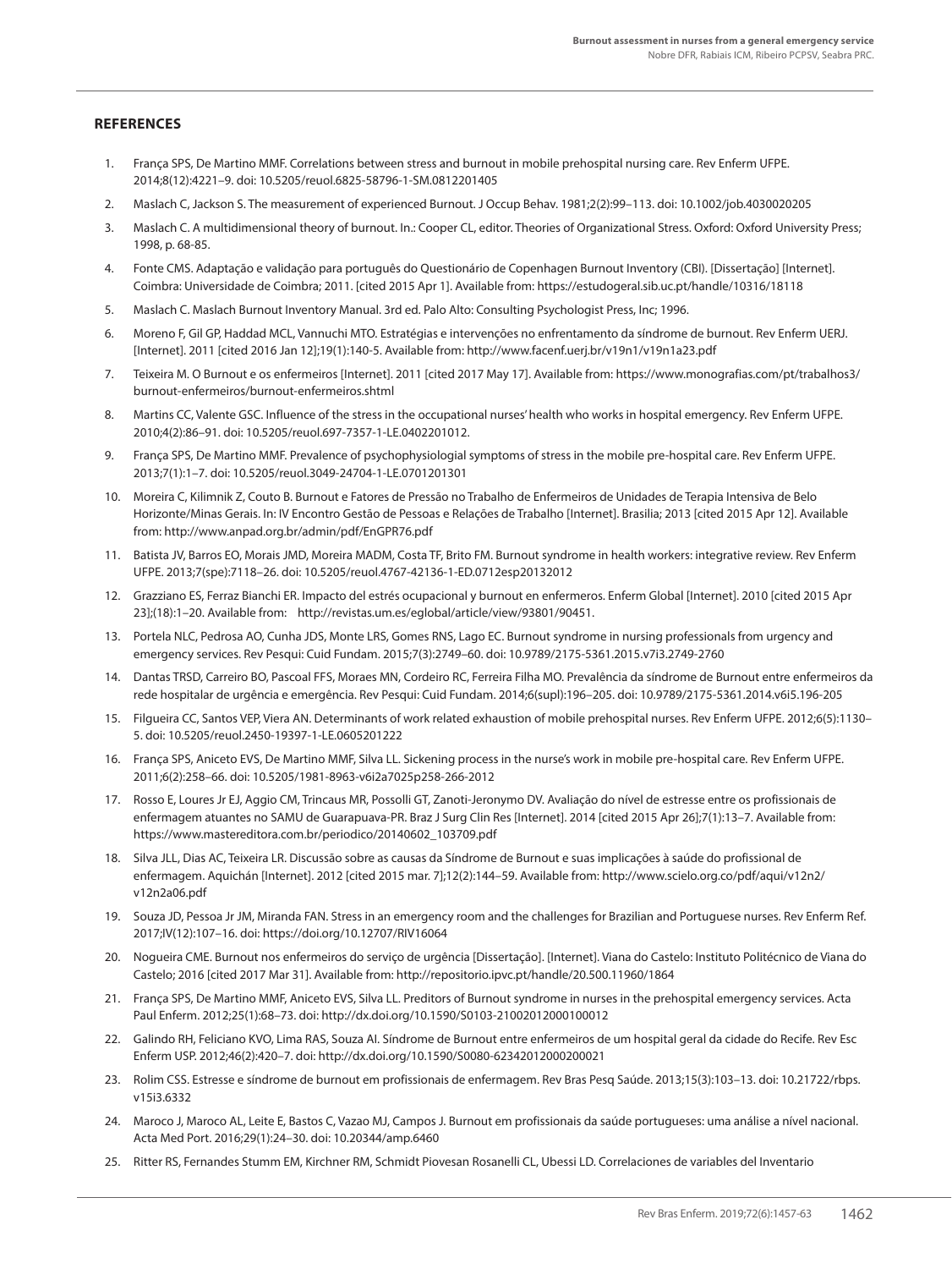## REFERENCES

1. França SPS, De Martino MMF. Correlations between stress and burnout in mobile prehospital nursing care. Rev Enferm UFPE. 2014;8(12):4221–9. doi: 10.5205/reuol.6825-58796-1-SM.0812201405
2. Maslach C, Jackson S. The measurement of experienced Burnout. J Occup Behav. 1981;2(2):99–113. doi: 10.1002/job.4030020205
3. Maslach C. A multidimensional theory of burnout. In.: Cooper CL, editor. Theories of Organizational Stress. Oxford: Oxford University Press; 1998, p. 68-85.
4. Fonte CMS. Adaptação e validação para português do Questionário de Copenhagen Burnout Inventory (CBI). [Dissertação] [Internet]. Coimbra: Universidade de Coimbra; 2011. [cited 2015 Apr 1]. Available from: https://estudogeral.sib.uc.pt/handle/10316/18118
5. Maslach C. Maslach Burnout Inventory Manual. 3rd ed. Palo Alto: Consulting Psychologist Press, Inc; 1996.
6. Moreno F, Gil GP, Haddad MCL, Vannuchi MTO. Estratégias e intervenções no enfrentamento da síndrome de burnout. Rev Enferm UERJ. [Internet]. 2011 [cited 2016 Jan 12];19(1):140-5. Available from: http://www.facenf.uerj.br/v19n1/v19n1a23.pdf
7. Teixeira M. O Burnout e os enfermeiros [Internet]. 2011 [cited 2017 May 17]. Available from: https://www.monografias.com/pt/trabalhos3/burnout-enfermeiros/burnout-enfermeiros.shtml
8. Martins CC, Valente GSC. Influence of the stress in the occupational nurses' health who works in hospital emergency. Rev Enferm UFPE. 2010;4(2):86–91. doi: 10.5205/reuol.697-7357-1-LE.0402201012.
9. França SPS, De Martino MMF. Prevalence of psychophysiologial symptoms of stress in the mobile pre-hospital care. Rev Enferm UFPE. 2013;7(1):1–7. doi: 10.5205/reuol.3049-24704-1-LE.0701201301
10. Moreira C, Kilimnik Z, Couto B. Burnout e Fatores de Pressão no Trabalho de Enfermeiros de Unidades de Terapia Intensiva de Belo Horizonte/Minas Gerais. In: IV Encontro Gestão de Pessoas e Relações de Trabalho [Internet]. Brasilia; 2013 [cited 2015 Apr 12]. Available from: http://www.anpad.org.br/admin/pdf/EnGPR76.pdf
11. Batista JV, Barros EO, Morais JMD, Moreira MADM, Costa TF, Brito FM. Burnout syndrome in health workers: integrative review. Rev Enferm UFPE. 2013;7(spe):7118–26. doi: 10.5205/reuol.4767-42136-1-ED.0712esp20132012
12. Grazziano ES, Ferraz Bianchi ER. Impacto del estrés ocupacional y burnout en enfermeros. Enferm Global [Internet]. 2010 [cited 2015 Apr 23];(18):1–20. Available from: http://revistas.um.es/eglobal/article/view/93801/90451.
13. Portela NLC, Pedrosa AO, Cunha JDS, Monte LRS, Gomes RNS, Lago EC. Burnout syndrome in nursing professionals from urgency and emergency services. Rev Pesqui: Cuid Fundam. 2015;7(3):2749–60. doi: 10.9789/2175-5361.2015.v7i3.2749-2760
14. Dantas TRSD, Carreiro BO, Pascoal FFS, Moraes MN, Cordeiro RC, Ferreira Filha MO. Prevalência da síndrome de Burnout entre enfermeiros da rede hospitalar de urgência e emergência. Rev Pesqui: Cuid Fundam. 2014;6(supl):196–205. doi: 10.9789/2175-5361.2014.v6i5.196-205
15. Filgueira CC, Santos VEP, Viera AN. Determinants of work related exhaustion of mobile prehospital nurses. Rev Enferm UFPE. 2012;6(5):1130–5. doi: 10.5205/reuol.2450-19397-1-LE.0605201222
16. França SPS, Aniceto EVS, De Martino MMF, Silva LL. Sickening process in the nurse's work in mobile pre-hospital care. Rev Enferm UFPE. 2011;6(2):258–66. doi: 10.5205/1981-8963-v6i2a7025p258-266-2012
17. Rosso E, Loures Jr EJ, Aggio CM, Trincaus MR, Possolli GT, Zanoti-Jeronymo DV. Avaliação do nível de estresse entre os profissionais de enfermagem atuantes no SAMU de Guarapuava-PR. Braz J Surg Clin Res [Internet]. 2014 [cited 2015 Apr 26];7(1):13–7. Available from: https://www.mastereditora.com.br/periodico/20140602_103709.pdf
18. Silva JLL, Dias AC, Teixeira LR. Discussão sobre as causas da Síndrome de Burnout e suas implicações à saúde do profissional de enfermagem. Aquichán [Internet]. 2012 [cited 2015 mar. 7];12(2):144–59. Available from: http://www.scielo.org.co/pdf/aqui/v12n2/v12n2a06.pdf
19. Souza JD, Pessoa Jr JM, Miranda FAN. Stress in an emergency room and the challenges for Brazilian and Portuguese nurses. Rev Enferm Ref. 2017;IV(12):107–16. doi: https://doi.org/10.12707/RIV16064
20. Nogueira CME. Burnout nos enfermeiros do serviço de urgência [Dissertação]. [Internet]. Viana do Castelo: Instituto Politécnico de Viana do Castelo; 2016 [cited 2017 Mar 31]. Available from: http://repositorio.ipvc.pt/handle/20.500.11960/1864
21. França SPS, De Martino MMF, Aniceto EVS, Silva LL. Preditors of Burnout syndrome in nurses in the prehospital emergency services. Acta Paul Enferm. 2012;25(1):68–73. doi: http://dx.doi.org/10.1590/S0103-21002012000100012
22. Galindo RH, Feliciano KVO, Lima RAS, Souza AI. Síndrome de Burnout entre enfermeiros de um hospital geral da cidade do Recife. Rev Esc Enferm USP. 2012;46(2):420–7. doi: http://dx.doi.org/10.1590/S0080-62342012000200021
23. Rolim CSS. Estresse e síndrome de burnout em profissionais de enfermagem. Rev Bras Pesq Saúde. 2013;15(3):103–13. doi: 10.21722/rbps.v15i3.6332
24. Maroco J, Maroco AL, Leite E, Bastos C, Vazao MJ, Campos J. Burnout em profissionais da saúde portugueses: uma análise a nível nacional. Acta Med Port. 2016;29(1):24–30. doi: 10.20344/amp.6460
25. Ritter RS, Fernandes Stumm EM, Kirchner RM, Schmidt Piovesan Rosanelli CL, Ubessi LD. Correlaciones de variables del Inventario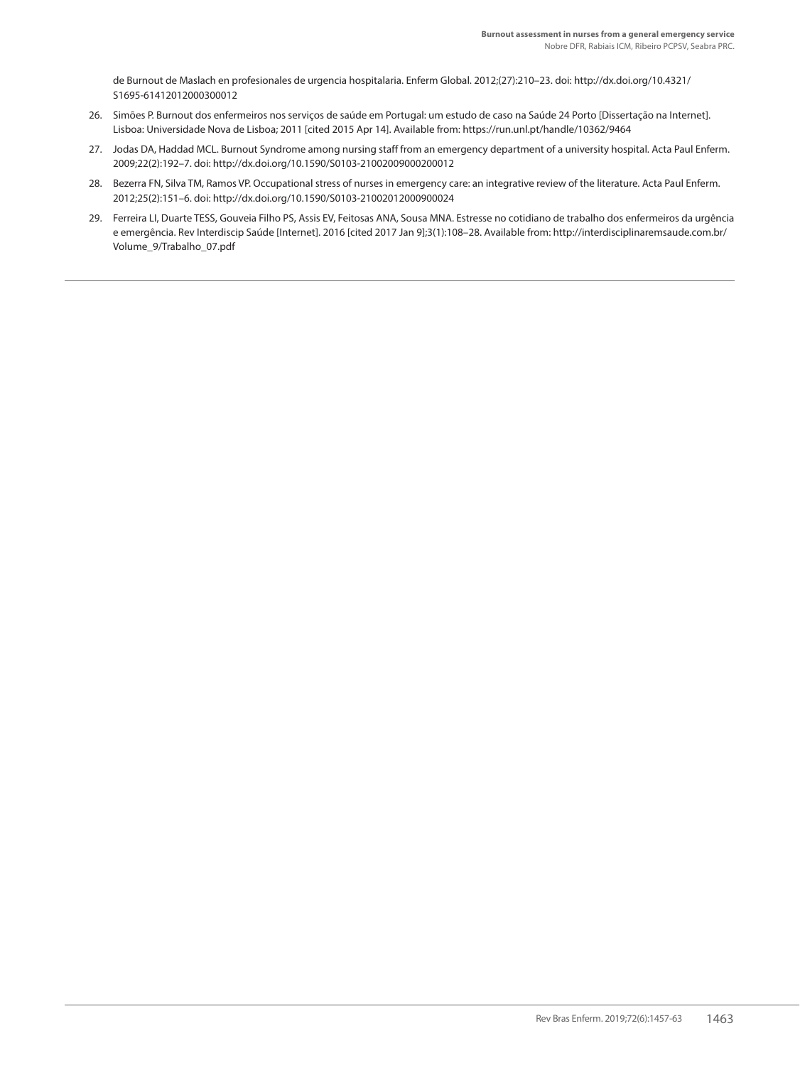de Burnout de Maslach en profesionales de urgencia hospitalaria. Enferm Global. 2012;(27):210–23. doi: http://dx.doi.org/10.4321/S1695-61412012000300012

26. Simões P. Burnout dos enfermeiros nos serviços de saúde em Portugal: um estudo de caso na Saúde 24 Porto [Dissertação na Internet]. Lisboa: Universidade Nova de Lisboa; 2011 [cited 2015 Apr 14]. Available from: https://run.unl.pt/handle/10362/9464
27. Jodas DA, Haddad MCL. Burnout Syndrome among nursing staff from an emergency department of a university hospital. Acta Paul Enferm. 2009;22(2):192–7. doi: http://dx.doi.org/10.1590/S0103-21002009000200012
28. Bezerra FN, Silva TM, Ramos VP. Occupational stress of nurses in emergency care: an integrative review of the literature. Acta Paul Enferm. 2012;25(2):151–6. doi: http://dx.doi.org/10.1590/S0103-21002012000900024
29. Ferreira LI, Duarte TESS, Gouveia Filho PS, Assis EV, Feitosas ANA, Sousa MNA. Estresse no cotidiano de trabalho dos enfermeiros da urgência e emergência. Rev Interdiscip Saúde [Internet]. 2016 [cited 2017 Jan 9];3(1):108–28. Available from: http://interdisciplinaremsaude.com.br/Volume_9/Trabalho_07.pdf